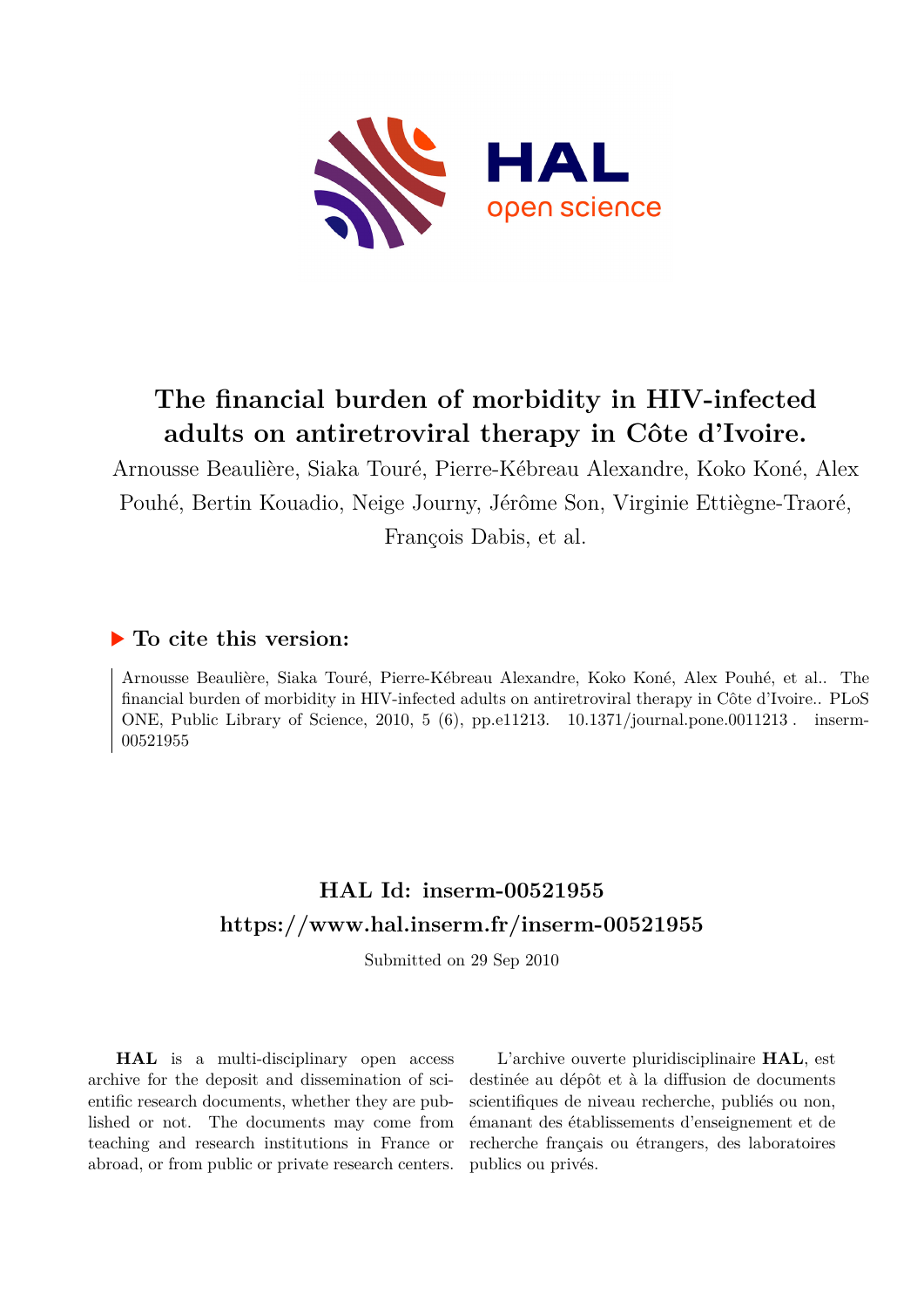# The financial burden of morbidity in HIV-infected adults on antiretroviral therapy in Côte d'Ivoire.

Arnousse Beaulière, Siaka Touré, Pierre-Kébreau Alexandre, Koko Koné, Alex Pouhé, Bertin Kouadio, Neige Journy, Jérôme Son, Virginie Ettiègne-Traoré, François Dabis, et al.

## ▶ To cite this version:

Arnousse Beaulière, Siaka Touré, Pierre-Kébreau Alexandre, Koko Koné, Alex Pouhé, et al.. The financial burden of morbidity in HIV-infected adults on antiretroviral therapy in Côte d'Ivoire.. PLoS ONE, Public Library of Science, 2010, 5 (6), pp.e11213. 10.1371/journal.pone.0011213 . inserm-00521955

## HAL Id: inserm-00521955

## https://www.hal.inserm.fr/inserm-00521955

Submitted on 29 Sep 2010

**HAL** is a multi-disciplinary open access archive for the deposit and dissemination of scientific research documents, whether they are published or not. The documents may come from teaching and research institutions in France or abroad, or from public or private research centers.

L'archive ouverte pluridisciplinaire **HAL**, est destinée au dépôt et à la diffusion de documents scientifiques de niveau recherche, publiés ou non, émanant des établissements d'enseignement et de recherche français ou étrangers, des laboratoires publics ou privés.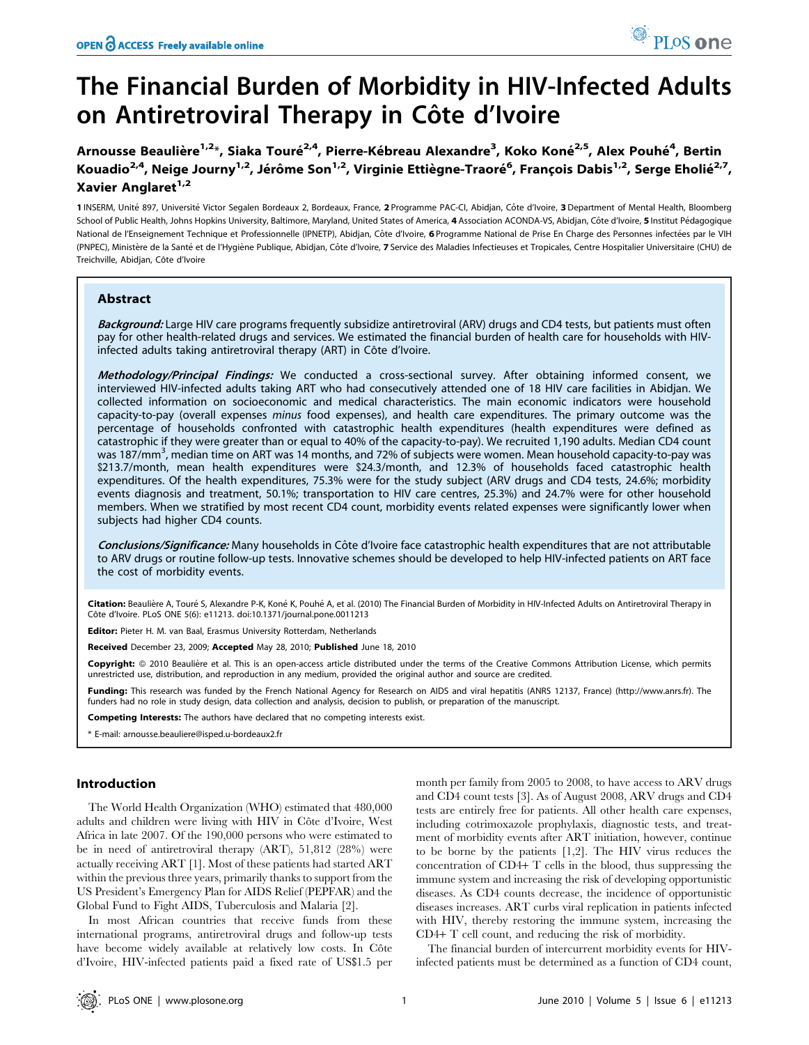# The Financial Burden of Morbidity in HIV-Infected Adults on Antiretroviral Therapy in Côte d'Ivoire

Arnousse Beaulière[1,2]*, Siaka Touré[2,4], Pierre-Kébreau Alexandre[3], Koko Koné[2,5], Alex Pouhé[4], Bertin Kouadio[2,4], Neige Journy[1,2], Jérôme Son[1,2], Virginie Ettiègne-Traoré[6], François Dabis[1,2], Serge Eholié[2,7], Xavier Anglaret[1,2]

1 INSERM, Unité 897, Université Victor Segalen Bordeaux 2, Bordeaux, France, 2 Programme PAC-CI, Abidjan, Côte d'Ivoire, 3 Department of Mental Health, Bloomberg School of Public Health, Johns Hopkins University, Baltimore, Maryland, United States of America, 4 Association ACONDA-VS, Abidjan, Côte d'Ivoire, 5 Institut Pédagogique National de l'Enseignement Technique et Professionnelle (IPNETP), Abidjan, Côte d'Ivoire, 6 Programme National de Prise En Charge des Personnes infectées par le VIH (PNPEC), Ministère de la Santé et de l'Hygiène Publique, Abidjan, Côte d'Ivoire, 7 Service des Maladies Infectieuses et Tropicales, Centre Hospitalier Universitaire (CHU) de Treichville, Abidjan, Côte d'Ivoire

## Abstract

***Background:*** Large HIV care programs frequently subsidize antiretroviral (ARV) drugs and CD4 tests, but patients must often pay for other health-related drugs and services. We estimated the financial burden of health care for households with HIV-infected adults taking antiretroviral therapy (ART) in Côte d'Ivoire.

***Methodology/Principal Findings:*** We conducted a cross-sectional survey. After obtaining informed consent, we interviewed HIV-infected adults taking ART who had consecutively attended one of 18 HIV care facilities in Abidjan. We collected information on socioeconomic and medical characteristics. The main economic indicators were household capacity-to-pay (overall expenses *minus* food expenses), and health care expenditures. The primary outcome was the percentage of households confronted with catastrophic health expenditures (health expenditures were defined as catastrophic if they were greater than or equal to 40% of the capacity-to-pay). We recruited 1,190 adults. Median CD4 count was 187/mm$^3$, median time on ART was 14 months, and 72% of subjects were women. Mean household capacity-to-pay was \$213.7/month, mean health expenditures were \$24.3/month, and 12.3% of households faced catastrophic health expenditures. Of the health expenditures, 75.3% were for the study subject (ARV drugs and CD4 tests, 24.6%; morbidity events diagnosis and treatment, 50.1%; transportation to HIV care centres, 25.3%) and 24.7% were for other household members. When we stratified by most recent CD4 count, morbidity events related expenses were significantly lower when subjects had higher CD4 counts.

***Conclusions/Significance:*** Many households in Côte d'Ivoire face catastrophic health expenditures that are not attributable to ARV drugs or routine follow-up tests. Innovative schemes should be developed to help HIV-infected patients on ART face the cost of morbidity events.

**Citation:** Beaulière A, Touré S, Alexandre P-K, Koné K, Pouhé A, et al. (2010) The Financial Burden of Morbidity in HIV-Infected Adults on Antiretroviral Therapy in Côte d'Ivoire. PLoS ONE 5(6): e11213. doi:10.1371/journal.pone.0011213

**Editor:** Pieter H. M. van Baal, Erasmus University Rotterdam, Netherlands

**Received** December 23, 2009; **Accepted** May 28, 2010; **Published** June 18, 2010

**Copyright:** © 2010 Beaulière et al. This is an open-access article distributed under the terms of the Creative Commons Attribution License, which permits unrestricted use, distribution, and reproduction in any medium, provided the original author and source are credited.

**Funding:** This research was funded by the French National Agency for Research on AIDS and viral hepatitis (ANRS 12137, France) (http://www.anrs.fr). The funders had no role in study design, data collection and analysis, decision to publish, or preparation of the manuscript.

**Competing Interests:** The authors have declared that no competing interests exist.

\* E-mail: arnousse.beauliere@isped.u-bordeaux2.fr

## Introduction

The World Health Organization (WHO) estimated that 480,000 adults and children were living with HIV in Côte d'Ivoire, West Africa in late 2007. Of the 190,000 persons who were estimated to be in need of antiretroviral therapy (ART), 51,812 (28%) were actually receiving ART [1]. Most of these patients had started ART within the previous three years, primarily thanks to support from the US President's Emergency Plan for AIDS Relief (PEPFAR) and the Global Fund to Fight AIDS, Tuberculosis and Malaria [2].

In most African countries that receive funds from these international programs, antiretroviral drugs and follow-up tests have become widely available at relatively low costs. In Côte d'Ivoire, HIV-infected patients paid a fixed rate of US\$1.5 per month per family from 2005 to 2008, to have access to ARV drugs and CD4 count tests [3]. As of August 2008, ARV drugs and CD4 tests are entirely free for patients. All other health care expenses, including cotrimoxazole prophylaxis, diagnostic tests, and treatment of morbidity events after ART initiation, however, continue to be borne by the patients [1,2]. The HIV virus reduces the concentration of CD4+ T cells in the blood, thus suppressing the immune system and increasing the risk of developing opportunistic diseases. As CD4 counts decrease, the incidence of opportunistic diseases increases. ART curbs viral replication in patients infected with HIV, thereby restoring the immune system, increasing the CD4+ T cell count, and reducing the risk of morbidity.

The financial burden of intercurrent morbidity events for HIV-infected patients must be determined as a function of CD4 count,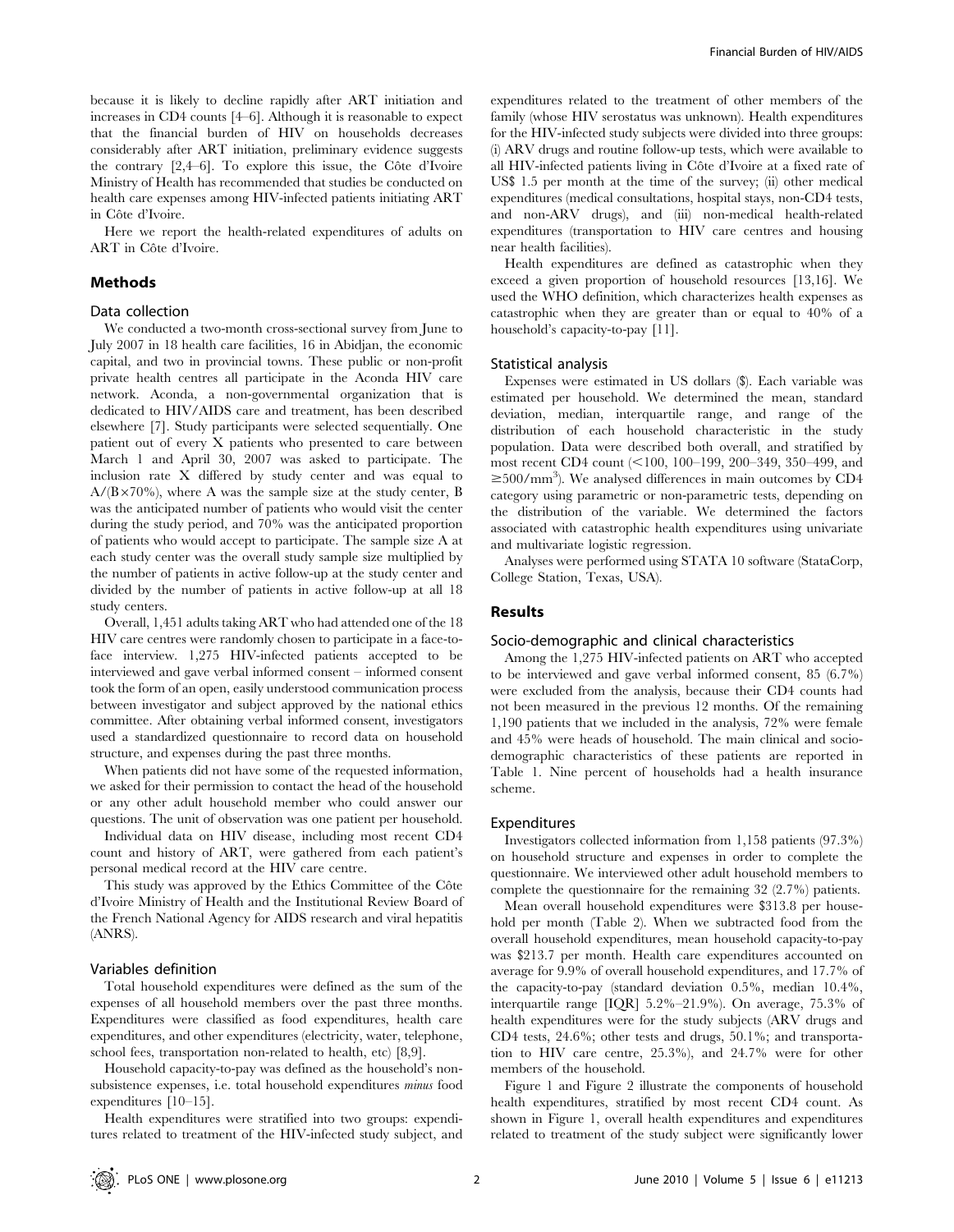because it is likely to decline rapidly after ART initiation and increases in CD4 counts [4–6]. Although it is reasonable to expect that the financial burden of HIV on households decreases considerably after ART initiation, preliminary evidence suggests the contrary [2,4–6]. To explore this issue, the Côte d'Ivoire Ministry of Health has recommended that studies be conducted on health care expenses among HIV-infected patients initiating ART in Côte d'Ivoire.

Here we report the health-related expenditures of adults on ART in Côte d'Ivoire.

## Methods

### Data collection

We conducted a two-month cross-sectional survey from June to July 2007 in 18 health care facilities, 16 in Abidjan, the economic capital, and two in provincial towns. These public or non-profit private health centres all participate in the Aconda HIV care network. Aconda, a non-governmental organization that is dedicated to HIV/AIDS care and treatment, has been described elsewhere [7]. Study participants were selected sequentially. One patient out of every X patients who presented to care between March 1 and April 30, 2007 was asked to participate. The inclusion rate X differed by study center and was equal to $A/(B \times 70\%)$, where A was the sample size at the study center, B was the anticipated number of patients who would visit the center during the study period, and 70% was the anticipated proportion of patients who would accept to participate. The sample size A at each study center was the overall study sample size multiplied by the number of patients in active follow-up at the study center and divided by the number of patients in active follow-up at all 18 study centers.

Overall, 1,451 adults taking ART who had attended one of the 18 HIV care centres were randomly chosen to participate in a face-to-face interview. 1,275 HIV-infected patients accepted to be interviewed and gave verbal informed consent – informed consent took the form of an open, easily understood communication process between investigator and subject approved by the national ethics committee. After obtaining verbal informed consent, investigators used a standardized questionnaire to record data on household structure, and expenses during the past three months.

When patients did not have some of the requested information, we asked for their permission to contact the head of the household or any other adult household member who could answer our questions. The unit of observation was one patient per household.

Individual data on HIV disease, including most recent CD4 count and history of ART, were gathered from each patient's personal medical record at the HIV care centre.

This study was approved by the Ethics Committee of the Côte d'Ivoire Ministry of Health and the Institutional Review Board of the French National Agency for AIDS research and viral hepatitis (ANRS).

### Variables definition

Total household expenditures were defined as the sum of the expenses of all household members over the past three months. Expenditures were classified as food expenditures, health care expenditures, and other expenditures (electricity, water, telephone, school fees, transportation non-related to health, etc) [8,9].

Household capacity-to-pay was defined as the household's non-subsistence expenses, i.e. total household expenditures *minus* food expenditures [10–15].

Health expenditures were stratified into two groups: expenditures related to treatment of the HIV-infected study subject, and expenditures related to the treatment of other members of the family (whose HIV serostatus was unknown). Health expenditures for the HIV-infected study subjects were divided into three groups: (i) ARV drugs and routine follow-up tests, which were available to all HIV-infected patients living in Côte d'Ivoire at a fixed rate of US$ 1.5 per month at the time of the survey; (ii) other medical expenditures (medical consultations, hospital stays, non-CD4 tests, and non-ARV drugs), and (iii) non-medical health-related expenditures (transportation to HIV care centres and housing near health facilities).

Health expenditures are defined as catastrophic when they exceed a given proportion of household resources [13,16]. We used the WHO definition, which characterizes health expenses as catastrophic when they are greater than or equal to 40% of a household's capacity-to-pay [11].

### Statistical analysis

Expenses were estimated in US dollars ($). Each variable was estimated per household. We determined the mean, standard deviation, median, interquartile range, and range of the distribution of each household characteristic in the study population. Data were described both overall, and stratified by most recent CD4 count (<100, 100–199, 200–349, 350–499, and $\geq$500/mm$^3$). We analysed differences in main outcomes by CD4 category using parametric or non-parametric tests, depending on the distribution of the variable. We determined the factors associated with catastrophic health expenditures using univariate and multivariate logistic regression.

Analyses were performed using STATA 10 software (StataCorp, College Station, Texas, USA).

## Results

### Socio-demographic and clinical characteristics

Among the 1,275 HIV-infected patients on ART who accepted to be interviewed and gave verbal informed consent, 85 (6.7%) were excluded from the analysis, because their CD4 counts had not been measured in the previous 12 months. Of the remaining 1,190 patients that we included in the analysis, 72% were female and 45% were heads of household. The main clinical and socio-demographic characteristics of these patients are reported in Table 1. Nine percent of households had a health insurance scheme.

### Expenditures

Investigators collected information from 1,158 patients (97.3%) on household structure and expenses in order to complete the questionnaire. We interviewed other adult household members to complete the questionnaire for the remaining 32 (2.7%) patients.

Mean overall household expenditures were $313.8 per household per month (Table 2). When we subtracted food from the overall household expenditures, mean household capacity-to-pay was $213.7 per month. Health care expenditures accounted on average for 9.9% of overall household expenditures, and 17.7% of the capacity-to-pay (standard deviation 0.5%, median 10.4%, interquartile range [IQR] 5.2%–21.9%). On average, 75.3% of health expenditures were for the study subjects (ARV drugs and CD4 tests, 24.6%; other tests and drugs, 50.1%; and transportation to HIV care centre, 25.3%), and 24.7% were for other members of the household.

Figure 1 and Figure 2 illustrate the components of household health expenditures, stratified by most recent CD4 count. As shown in Figure 1, overall health expenditures and expenditures related to treatment of the study subject were significantly lower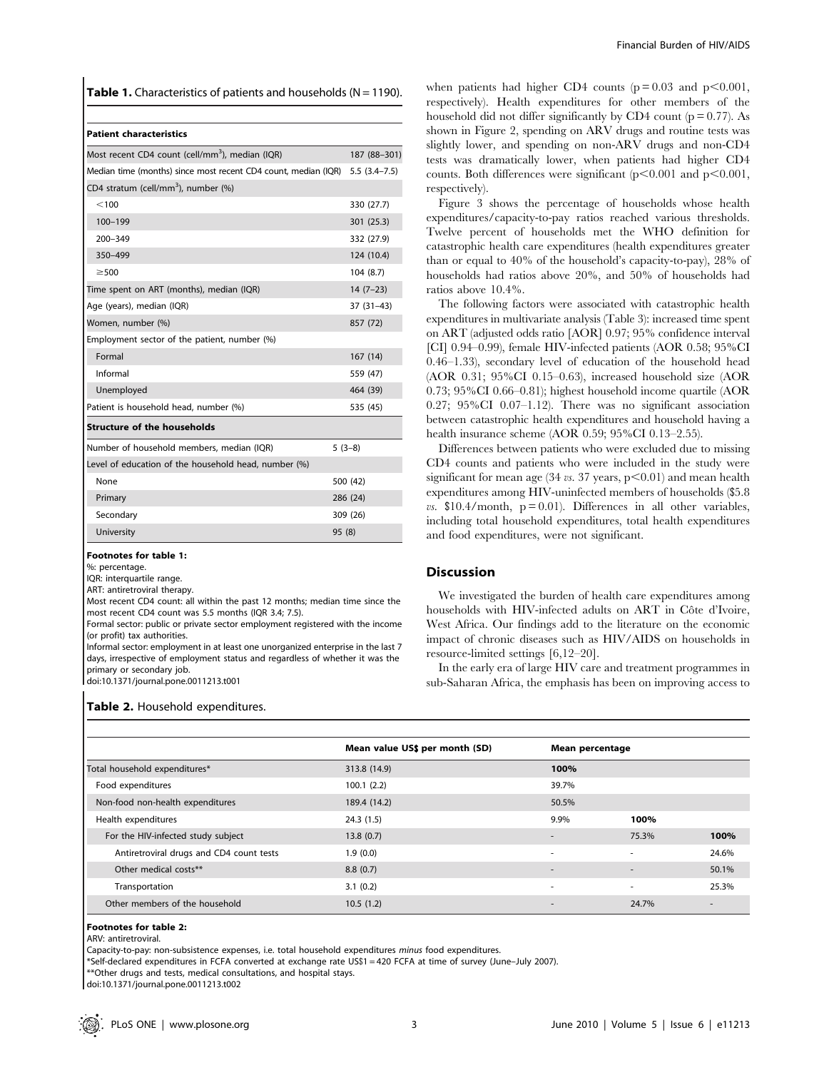**Table 1.** Characteristics of patients and households (N = 1190).

| | |
|---|---|
| **Patient characteristics** | |
| Most recent CD4 count (cell/mm$^3$), median (IQR) | 187 (88–301) |
| Median time (months) since most recent CD4 count, median (IQR) | 5.5 (3.4–7.5) |
| CD4 stratum (cell/mm$^3$), number (%) | |
| <100 | 330 (27.7) |
| 100–199 | 301 (25.3) |
| 200–349 | 332 (27.9) |
| 350–499 | 124 (10.4) |
| ≥500 | 104 (8.7) |
| Time spent on ART (months), median (IQR) | 14 (7–23) |
| Age (years), median (IQR) | 37 (31–43) |
| Women, number (%) | 857 (72) |
| Employment sector of the patient, number (%) | |
| Formal | 167 (14) |
| Informal | 559 (47) |
| Unemployed | 464 (39) |
| Patient is household head, number (%) | 535 (45) |
| **Structure of the households** | |
| Number of household members, median (IQR) | 5 (3–8) |
| Level of education of the household head, number (%) | |
| None | 500 (42) |
| Primary | 286 (24) |
| Secondary | 309 (26) |
| University | 95 (8) |

**Footnotes for table 1:**
%: percentage.
IQR: interquartile range.
ART: antiretroviral therapy.
Most recent CD4 count: all within the past 12 months; median time since the most recent CD4 count was 5.5 months (IQR 3.4; 7.5).
Formal sector: public or private sector employment registered with the income (or profit) tax authorities.
Informal sector: employment in at least one unorganized enterprise in the last 7 days, irrespective of employment status and regardless of whether it was the primary or secondary job.
doi:10.1371/journal.pone.0011213.t001

when patients had higher CD4 counts (p = 0.03 and p<0.001, respectively). Health expenditures for other members of the household did not differ significantly by CD4 count (p = 0.77). As shown in Figure 2, spending on ARV drugs and routine tests was slightly lower, and spending on non-ARV drugs and non-CD4 tests was dramatically lower, when patients had higher CD4 counts. Both differences were significant (p<0.001 and p<0.001, respectively).

Figure 3 shows the percentage of households whose health expenditures/capacity-to-pay ratios reached various thresholds. Twelve percent of households met the WHO definition for catastrophic health care expenditures (health expenditures greater than or equal to 40% of the household's capacity-to-pay), 28% of households had ratios above 20%, and 50% of households had ratios above 10.4%.

The following factors were associated with catastrophic health expenditures in multivariate analysis (Table 3): increased time spent on ART (adjusted odds ratio [AOR] 0.97; 95% confidence interval [CI] 0.94–0.99), female HIV-infected patients (AOR 0.58; 95%CI 0.46–1.33), secondary level of education of the household head (AOR 0.31; 95%CI 0.15–0.63), increased household size (AOR 0.73; 95%CI 0.66–0.81); highest household income quartile (AOR 0.27; 95%CI 0.07–1.12). There was no significant association between catastrophic health expenditures and household having a health insurance scheme (AOR 0.59; 95%CI 0.13–2.55).

Differences between patients who were excluded due to missing CD4 counts and patients who were included in the study were significant for mean age (34 *vs.* 37 years, p<0.01) and mean health expenditures among HIV-uninfected members of households ($5.8 *vs.* $10.4/month, p = 0.01). Differences in all other variables, including total household expenditures, total health expenditures and food expenditures, were not significant.

## Discussion

We investigated the burden of health care expenditures among households with HIV-infected adults on ART in Côte d'Ivoire, West Africa. Our findings add to the literature on the economic impact of chronic diseases such as HIV/AIDS on households in resource-limited settings [6,12–20].

In the early era of large HIV care and treatment programmes in sub-Saharan Africa, the emphasis has been on improving access to

**Table 2.** Household expenditures.

| | Mean value US$ per month (SD) | Mean percentage | | |
|---|---|---|---|---|
| Total household expenditures* | 313.8 (14.9) | **100%** | | |
| Food expenditures | 100.1 (2.2) | 39.7% | | |
| Non-food non-health expenditures | 189.4 (14.2) | 50.5% | | |
| Health expenditures | 24.3 (1.5) | 9.9% | **100%** | |
| For the HIV-infected study subject | 13.8 (0.7) | - | 75.3% | **100%** |
| Antiretroviral drugs and CD4 count tests | 1.9 (0.0) | - | - | 24.6% |
| Other medical costs** | 8.8 (0.7) | - | - | 50.1% |
| Transportation | 3.1 (0.2) | - | - | 25.3% |
| Other members of the household | 10.5 (1.2) | - | 24.7% | - |

**Footnotes for table 2:**
ARV: antiretroviral.
Capacity-to-pay: non-subsistence expenses, i.e. total household expenditures *minus* food expenditures.
*Self-declared expenditures in FCFA converted at exchange rate US$1 = 420 FCFA at time of survey (June–July 2007).
**Other drugs and tests, medical consultations, and hospital stays.
doi:10.1371/journal.pone.0011213.t002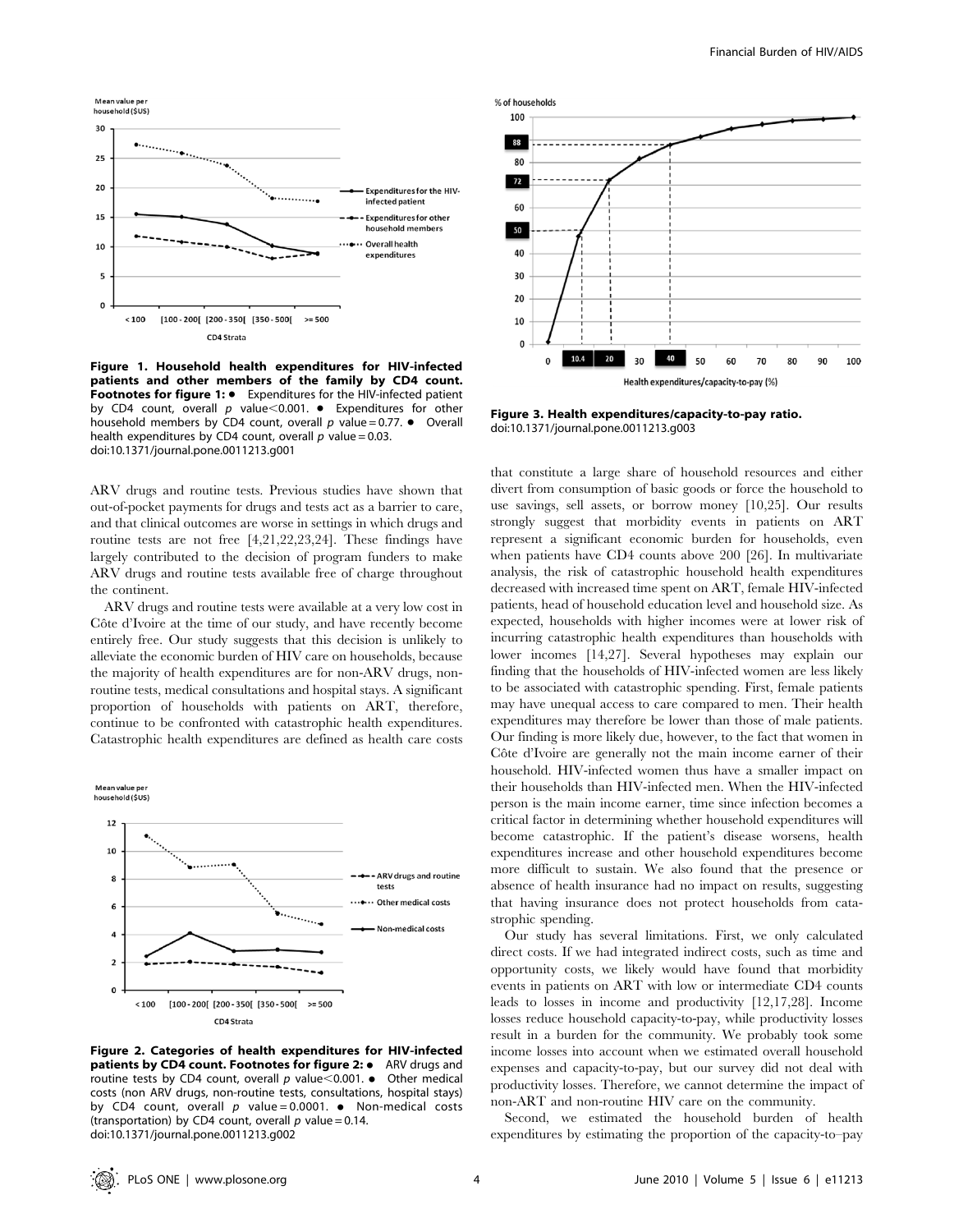**Figure 1. Household health expenditures for HIV-infected patients and other members of the family by CD4 count.** **Footnotes for figure 1:** ● Expenditures for the HIV-infected patient by CD4 count, overall $p$ value<0.001. ● Expenditures for other household members by CD4 count, overall $p$ value = 0.77. ● Overall health expenditures by CD4 count, overall $p$ value = 0.03.
doi:10.1371/journal.pone.0011213.g001

ARV drugs and routine tests. Previous studies have shown that out-of-pocket payments for drugs and tests act as a barrier to care, and that clinical outcomes are worse in settings in which drugs and routine tests are not free [4,21,22,23,24]. These findings have largely contributed to the decision of program funders to make ARV drugs and routine tests available free of charge throughout the continent.

ARV drugs and routine tests were available at a very low cost in Côte d'Ivoire at the time of our study, and have recently become entirely free. Our study suggests that this decision is unlikely to alleviate the economic burden of HIV care on households, because the majority of health expenditures are for non-ARV drugs, non-routine tests, medical consultations and hospital stays. A significant proportion of households with patients on ART, therefore, continue to be confronted with catastrophic health expenditures. Catastrophic health expenditures are defined as health care costs that constitute a large share of household resources and either divert from consumption of basic goods or force the household to use savings, sell assets, or borrow money [10,25]. Our results strongly suggest that morbidity events in patients on ART represent a significant economic burden for households, even when patients have CD4 counts above 200 [26]. In multivariate analysis, the risk of catastrophic household health expenditures decreased with increased time spent on ART, female HIV-infected patients, head of household education level and household size. As expected, households with higher incomes were at lower risk of incurring catastrophic health expenditures than households with lower incomes [14,27]. Several hypotheses may explain our finding that the households of HIV-infected women are less likely to be associated with catastrophic spending. First, female patients may have unequal access to care compared to men. Their health expenditures may therefore be lower than those of male patients. Our finding is more likely due, however, to the fact that women in Côte d'Ivoire are generally not the main income earner of their household. HIV-infected women thus have a smaller impact on their households than HIV-infected men. When the HIV-infected person is the main income earner, time since infection becomes a critical factor in determining whether household expenditures will become catastrophic. If the patient's disease worsens, health expenditures increase and other household expenditures become more difficult to sustain. We also found that the presence or absence of health insurance had no impact on results, suggesting that having insurance does not protect households from catastrophic spending.

**Figure 2. Categories of health expenditures for HIV-infected patients by CD4 count. Footnotes for figure 2:** ● ARV drugs and routine tests by CD4 count, overall $p$ value<0.001. ● Other medical costs (non ARV drugs, non-routine tests, consultations, hospital stays) by CD4 count, overall $p$ value = 0.0001. ● Non-medical costs (transportation) by CD4 count, overall $p$ value = 0.14.
doi:10.1371/journal.pone.0011213.g002

**Figure 3. Health expenditures/capacity-to-pay ratio.**
doi:10.1371/journal.pone.0011213.g003

Our study has several limitations. First, we only calculated direct costs. If we had integrated indirect costs, such as time and opportunity costs, we likely would have found that morbidity events in patients on ART with low or intermediate CD4 counts leads to losses in income and productivity [12,17,28]. Income losses reduce household capacity-to-pay, while productivity losses result in a burden for the community. We probably took some income losses into account when we estimated overall household expenses and capacity-to-pay, but our survey did not deal with productivity losses. Therefore, we cannot determine the impact of non-ART and non-routine HIV care on the community.

Second, we estimated the household burden of health expenditures by estimating the proportion of the capacity-to-pay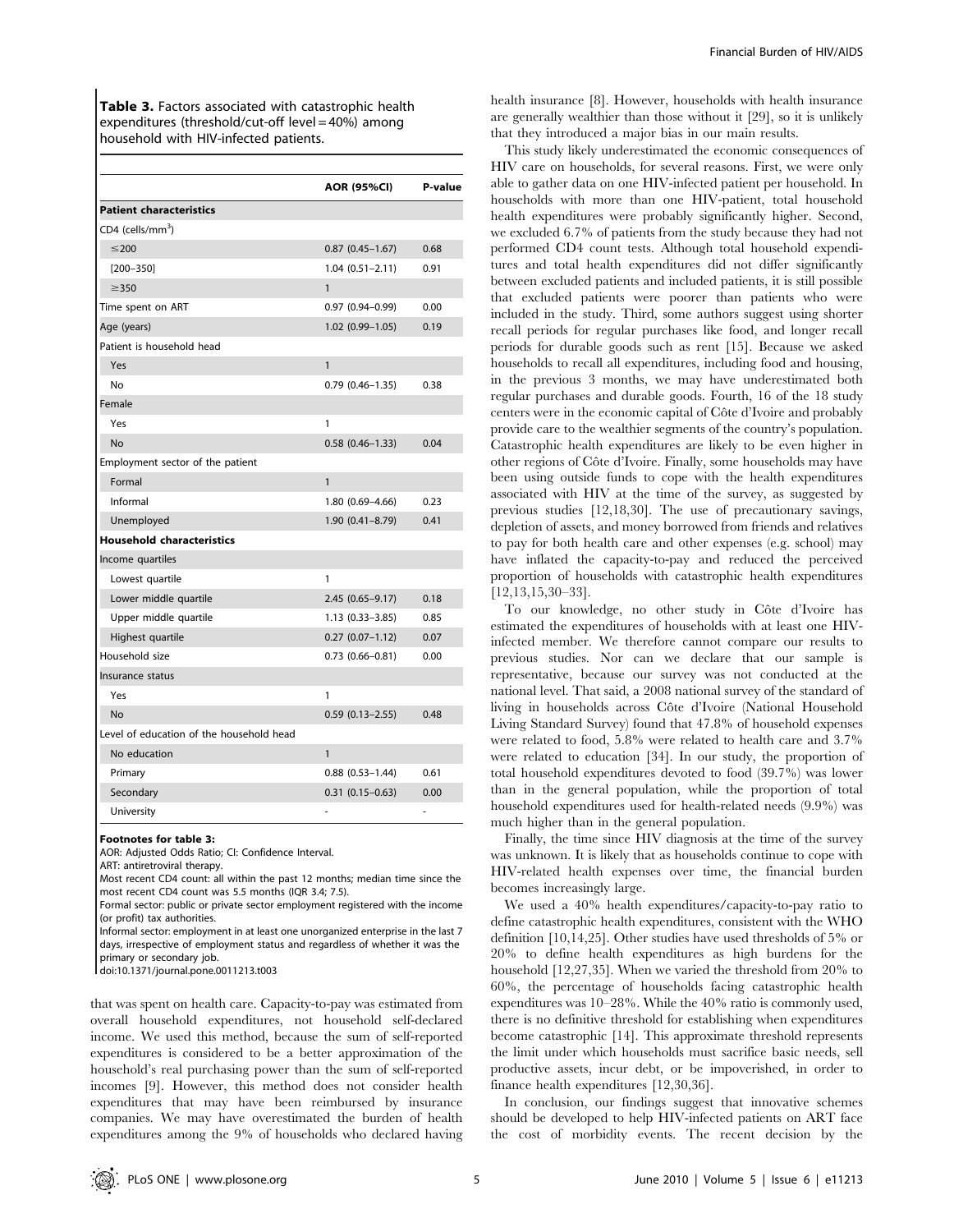**Table 3.** Factors associated with catastrophic health expenditures (threshold/cut-off level = 40%) among household with HIV-infected patients.

| | AOR (95%CI) | P-value |
|---|---|---|
| **Patient characteristics** | | |
| CD4 (cells/mm$^3$) | | |
| ≤200 | 0.87 (0.45–1.67) | 0.68 |
| [200–350] | 1.04 (0.51–2.11) | 0.91 |
| ≥350 | 1 | |
| Time spent on ART | 0.97 (0.94–0.99) | 0.00 |
| Age (years) | 1.02 (0.99–1.05) | 0.19 |
| Patient is household head | | |
| Yes | 1 | |
| No | 0.79 (0.46–1.35) | 0.38 |
| Female | | |
| Yes | 1 | |
| No | 0.58 (0.46–1.33) | 0.04 |
| Employment sector of the patient | | |
| Formal | 1 | |
| Informal | 1.80 (0.69–4.66) | 0.23 |
| Unemployed | 1.90 (0.41–8.79) | 0.41 |
| **Household characteristics** | | |
| Income quartiles | | |
| Lowest quartile | 1 | |
| Lower middle quartile | 2.45 (0.65–9.17) | 0.18 |
| Upper middle quartile | 1.13 (0.33–3.85) | 0.85 |
| Highest quartile | 0.27 (0.07–1.12) | 0.07 |
| Household size | 0.73 (0.66–0.81) | 0.00 |
| Insurance status | | |
| Yes | 1 | |
| No | 0.59 (0.13–2.55) | 0.48 |
| Level of education of the household head | | |
| No education | 1 | |
| Primary | 0.88 (0.53–1.44) | 0.61 |
| Secondary | 0.31 (0.15–0.63) | 0.00 |
| University | - | - |

**Footnotes for table 3:**
AOR: Adjusted Odds Ratio; CI: Confidence Interval.
ART: antiretroviral therapy.
Most recent CD4 count: all within the past 12 months; median time since the most recent CD4 count was 5.5 months (IQR 3.4; 7.5).
Formal sector: public or private sector employment registered with the income (or profit) tax authorities.
Informal sector: employment in at least one unorganized enterprise in the last 7 days, irrespective of employment status and regardless of whether it was the primary or secondary job.
doi:10.1371/journal.pone.0011213.t003

that was spent on health care. Capacity-to-pay was estimated from overall household expenditures, not household self-declared income. We used this method, because the sum of self-reported expenditures is considered to be a better approximation of the household's real purchasing power than the sum of self-reported incomes [9]. However, this method does not consider health expenditures that may have been reimbursed by insurance companies. We may have overestimated the burden of health expenditures among the 9% of households who declared having health insurance [8]. However, households with health insurance are generally wealthier than those without it [29], so it is unlikely that they introduced a major bias in our main results.

This study likely underestimated the economic consequences of HIV care on households, for several reasons. First, we were only able to gather data on one HIV-infected patient per household. In households with more than one HIV-patient, total household health expenditures were probably significantly higher. Second, we excluded 6.7% of patients from the study because they had not performed CD4 count tests. Although total household expenditures and total health expenditures did not differ significantly between excluded patients and included patients, it is still possible that excluded patients were poorer than patients who were included in the study. Third, some authors suggest using shorter recall periods for regular purchases like food, and longer recall periods for durable goods such as rent [15]. Because we asked households to recall all expenditures, including food and housing, in the previous 3 months, we may have underestimated both regular purchases and durable goods. Fourth, 16 of the 18 study centers were in the economic capital of Côte d'Ivoire and probably provide care to the wealthier segments of the country's population. Catastrophic health expenditures are likely to be even higher in other regions of Côte d'Ivoire. Finally, some households may have been using outside funds to cope with the health expenditures associated with HIV at the time of the survey, as suggested by previous studies [12,18,30]. The use of precautionary savings, depletion of assets, and money borrowed from friends and relatives to pay for both health care and other expenses (e.g. school) may have inflated the capacity-to-pay and reduced the perceived proportion of households with catastrophic health expenditures [12,13,15,30–33].

To our knowledge, no other study in Côte d'Ivoire has estimated the expenditures of households with at least one HIV-infected member. We therefore cannot compare our results to previous studies. Nor can we declare that our sample is representative, because our survey was not conducted at the national level. That said, a 2008 national survey of the standard of living in households across Côte d'Ivoire (National Household Living Standard Survey) found that 47.8% of household expenses were related to food, 5.8% were related to health care and 3.7% were related to education [34]. In our study, the proportion of total household expenditures devoted to food (39.7%) was lower than in the general population, while the proportion of total household expenditures used for health-related needs (9.9%) was much higher than in the general population.

Finally, the time since HIV diagnosis at the time of the survey was unknown. It is likely that as households continue to cope with HIV-related health expenses over time, the financial burden becomes increasingly large.

We used a 40% health expenditures/capacity-to-pay ratio to define catastrophic health expenditures, consistent with the WHO definition [10,14,25]. Other studies have used thresholds of 5% or 20% to define health expenditures as high burdens for the household [12,27,35]. When we varied the threshold from 20% to 60%, the percentage of households facing catastrophic health expenditures was 10–28%. While the 40% ratio is commonly used, there is no definitive threshold for establishing when expenditures become catastrophic [14]. This approximate threshold represents the limit under which households must sacrifice basic needs, sell productive assets, incur debt, or be impoverished, in order to finance health expenditures [12,30,36].

In conclusion, our findings suggest that innovative schemes should be developed to help HIV-infected patients on ART face the cost of morbidity events. The recent decision by the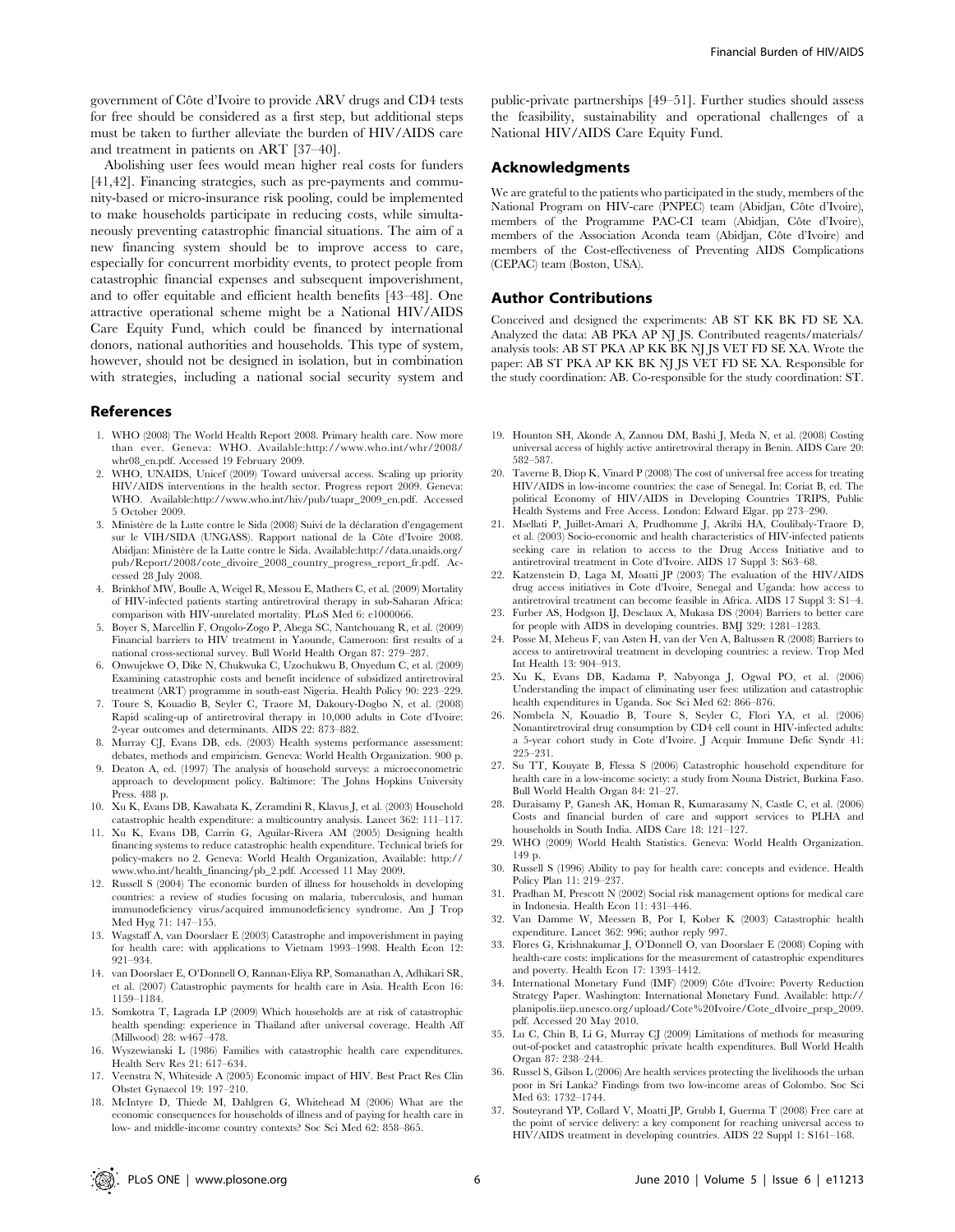government of Côte d'Ivoire to provide ARV drugs and CD4 tests for free should be considered as a first step, but additional steps must be taken to further alleviate the burden of HIV/AIDS care and treatment in patients on ART [37–40].

Abolishing user fees would mean higher real costs for funders [41,42]. Financing strategies, such as pre-payments and community-based or micro-insurance risk pooling, could be implemented to make households participate in reducing costs, while simultaneously preventing catastrophic financial situations. The aim of a new financing system should be to improve access to care, especially for concurrent morbidity events, to protect people from catastrophic financial expenses and subsequent impoverishment, and to offer equitable and efficient health benefits [43–48]. One attractive operational scheme might be a National HIV/AIDS Care Equity Fund, which could be financed by international donors, national authorities and households. This type of system, however, should not be designed in isolation, but in combination with strategies, including a national social security system and public-private partnerships [49–51]. Further studies should assess the feasibility, sustainability and operational challenges of a National HIV/AIDS Care Equity Fund.

## Acknowledgments

We are grateful to the patients who participated in the study, members of the National Program on HIV-care (PNPEC) team (Abidjan, Côte d'Ivoire), members of the Programme PAC-CI team (Abidjan, Côte d'Ivoire), members of the Association Aconda team (Abidjan, Côte d'Ivoire) and members of the Cost-effectiveness of Preventing AIDS Complications (CEPAC) team (Boston, USA).

## Author Contributions

Conceived and designed the experiments: AB ST KK BK FD SE XA. Analyzed the data: AB PKA AP NJ JS. Contributed reagents/materials/analysis tools: AB ST PKA AP KK BK NJ JS VET FD SE XA. Wrote the paper: AB ST PKA AP KK BK NJ JS VET FD SE XA. Responsible for the study coordination: AB. Co-responsible for the study coordination: ST.

## References

1. WHO (2008) The World Health Report 2008. Primary health care. Now more than ever. Geneva: WHO. Available:http://www.who.int/whr/2008/whr08_en.pdf. Accessed 19 February 2009.
2. WHO, UNAIDS, Unicef (2009) Toward universal access. Scaling up priority HIV/AIDS interventions in the health sector. Progress report 2009. Geneva: WHO. Available:http://www.who.int/hiv/pub/tuapr_2009_en.pdf. Accessed 5 October 2009.
3. Ministère de la Lutte contre le Sida (2008) Suivi de la déclaration d'engagement sur le VIH/SIDA (UNGASS). Rapport national de la Côte d'Ivoire 2008. Abidjan: Ministère de la Lutte contre le Sida. Available:http://data.unaids.org/pub/Report/2008/cote_divoire_2008_country_progress_report_fr.pdf. Accessed 28 July 2008.
4. Brinkhof MW, Boulle A, Weigel R, Messou E, Mathers C, et al. (2009) Mortality of HIV-infected patients starting antiretroviral therapy in sub-Saharan Africa: comparison with HIV-unrelated mortality. PLoS Med 6: e1000066.
5. Boyer S, Marcellin F, Ongolo-Zogo P, Abega SC, Nantchouang R, et al. (2009) Financial barriers to HIV treatment in Yaounde, Cameroon: first results of a national cross-sectional survey. Bull World Health Organ 87: 279–287.
6. Onwujekwe O, Dike N, Chukwuka C, Uzochukwu B, Onyedum C, et al. (2009) Examining catastrophic costs and benefit incidence of subsidized antiretroviral treatment (ART) programme in south-east Nigeria. Health Policy 90: 223–229.
7. Toure S, Kouadio B, Seyler C, Traore M, Dakoury-Dogbo N, et al. (2008) Rapid scaling-up of antiretroviral therapy in 10,000 adults in Cote d'Ivoire: 2-year outcomes and determinants. AIDS 22: 873–882.
8. Murray CJ, Evans DB, eds. (2003) Health systems performance assessment: debates, methods and empiricism. Geneva: World Health Organization. 900 p.
9. Deaton A, ed. (1997) The analysis of household surveys: a microeconometric approach to development policy. Baltimore: The Johns Hopkins University Press. 488 p.
10. Xu K, Evans DB, Kawabata K, Zeramdini R, Klavus J, et al. (2003) Household catastrophic health expenditure: a multicountry analysis. Lancet 362: 111–117.
11. Xu K, Evans DB, Carrin G, Aguilar-Rivera AM (2005) Designing health financing systems to reduce catastrophic health expenditure. Technical briefs for policy-makers no 2. Geneva: World Health Organization, Available: http://www.who.int/health_financing/pb_2.pdf. Accessed 11 May 2009.
12. Russell S (2004) The economic burden of illness for households in developing countries: a review of studies focusing on malaria, tuberculosis, and human immunodeficiency virus/acquired immunodeficiency syndrome. Am J Trop Med Hyg 71: 147–155.
13. Wagstaff A, van Doorslaer E (2003) Catastrophe and impoverishment in paying for health care: with applications to Vietnam 1993–1998. Health Econ 12: 921–934.
14. van Doorslaer E, O'Donnell O, Rannan-Eliya RP, Somanathan A, Adhikari SR, et al. (2007) Catastrophic payments for health care in Asia. Health Econ 16: 1159–1184.
15. Somkotra T, Lagrada LP (2009) Which households are at risk of catastrophic health spending: experience in Thailand after universal coverage. Health Aff (Millwood) 28: w467–478.
16. Wyszewianski L (1986) Families with catastrophic health care expenditures. Health Serv Res 21: 617–634.
17. Veenstra N, Whiteside A (2005) Economic impact of HIV. Best Pract Res Clin Obstet Gynaecol 19: 197–210.
18. McIntyre D, Thiede M, Dahlgren G, Whitehead M (2006) What are the economic consequences for households of illness and of paying for health care in low- and middle-income country contexts? Soc Sci Med 62: 858–865.
19. Hounton SH, Akonde A, Zannou DM, Bashi J, Meda N, et al. (2008) Costing universal access of highly active antiretroviral therapy in Benin. AIDS Care 20: 582–587.
20. Taverne B, Diop K, Vinard P (2008) The cost of universal free access for treating HIV/AIDS in low-income countries: the case of Senegal. In: Coriat B, ed. The political Economy of HIV/AIDS in Developing Countries TRIPS, Public Health Systems and Free Access. London: Edward Elgar. pp 273–290.
21. Msellati P, Juillet-Amari A, Prudhomme J, Akribi HA, Coulibaly-Traore D, et al. (2003) Socio-economic and health characteristics of HIV-infected patients seeking care in relation to access to the Drug Access Initiative and to antiretroviral treatment in Cote d'Ivoire. AIDS 17 Suppl 3: S63–68.
22. Katzenstein D, Laga M, Moatti JP (2003) The evaluation of the HIV/AIDS drug access initiatives in Cote d'Ivoire, Senegal and Uganda: how access to antiretroviral treatment can become feasible in Africa. AIDS 17 Suppl 3: S1–4.
23. Furber AS, Hodgson IJ, Desclaux A, Mukasa DS (2004) Barriers to better care for people with AIDS in developing countries. BMJ 329: 1281–1283.
24. Posse M, Meheus F, van Asten H, van der Ven A, Baltussen R (2008) Barriers to access to antiretroviral treatment in developing countries: a review. Trop Med Int Health 13: 904–913.
25. Xu K, Evans DB, Kadama P, Nabyonga J, Ogwal PO, et al. (2006) Understanding the impact of eliminating user fees: utilization and catastrophic health expenditures in Uganda. Soc Sci Med 62: 866–876.
26. Nombela N, Kouadio B, Toure S, Seyler C, Flori YA, et al. (2006) Nonantiretroviral drug consumption by CD4 cell count in HIV-infected adults: a 5-year cohort study in Cote d'Ivoire. J Acquir Immune Defic Syndr 41: 225–231.
27. Su TT, Kouyate B, Flessa S (2006) Catastrophic household expenditure for health care in a low-income society: a study from Nouna District, Burkina Faso. Bull World Health Organ 84: 21–27.
28. Duraisamy P, Ganesh AK, Homan R, Kumarasamy N, Castle C, et al. (2006) Costs and financial burden of care and support services to PLHA and households in South India. AIDS Care 18: 121–127.
29. WHO (2009) World Health Statistics. Geneva: World Health Organization. 149 p.
30. Russell S (1996) Ability to pay for health care: concepts and evidence. Health Policy Plan 11: 219–237.
31. Pradhan M, Prescott N (2002) Social risk management options for medical care in Indonesia. Health Econ 11: 431–446.
32. Van Damme W, Meessen B, Por I, Kober K (2003) Catastrophic health expenditure. Lancet 362: 996; author reply 997.
33. Flores G, Krishnakumar J, O'Donnell O, van Doorslaer E (2008) Coping with health-care costs: implications for the measurement of catastrophic expenditures and poverty. Health Econ 17: 1393–1412.
34. International Monetary Fund (IMF) (2009) Côte d'Ivoire: Poverty Reduction Strategy Paper. Washington: International Monetary Fund. Available: http://planipolis.iiep.unesco.org/upload/Cote%20Ivoire/Cote_dIvoire_prsp_2009.pdf. Accessed 20 May 2010.
35. Lu C, Chin B, Li G, Murray CJ (2009) Limitations of methods for measuring out-of-pocket and catastrophic private health expenditures. Bull World Health Organ 87: 238–244.
36. Russel S, Gilson L (2006) Are health services protecting the livelihoods the urban poor in Sri Lanka? Findings from two low-income areas of Colombo. Soc Sci Med 63: 1732–1744.
37. Souteyrand YP, Collard V, Moatti JP, Grubb I, Guerma T (2008) Free care at the point of service delivery: a key component for reaching universal access to HIV/AIDS treatment in developing countries. AIDS 22 Suppl 1: S161–168.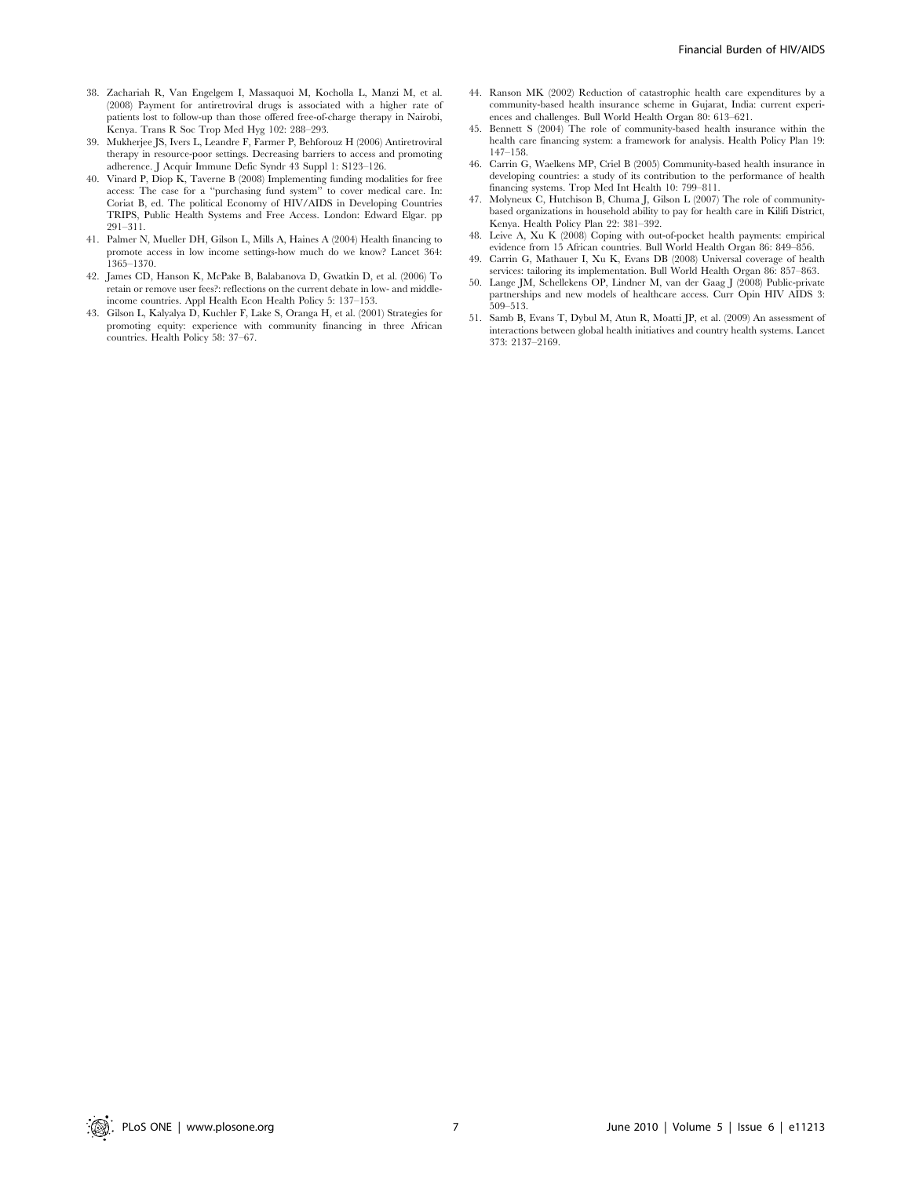38. Zachariah R, Van Engelgem I, Massaquoi M, Kocholla L, Manzi M, et al. (2008) Payment for antiretroviral drugs is associated with a higher rate of patients lost to follow-up than those offered free-of-charge therapy in Nairobi, Kenya. Trans R Soc Trop Med Hyg 102: 288–293.
39. Mukherjee JS, Ivers L, Leandre F, Farmer P, Behforouz H (2006) Antiretroviral therapy in resource-poor settings. Decreasing barriers to access and promoting adherence. J Acquir Immune Defic Syndr 43 Suppl 1: S123–126.
40. Vinard P, Diop K, Taverne B (2008) Implementing funding modalities for free access: The case for a ''purchasing fund system'' to cover medical care. In: Coriat B, ed. The political Economy of HIV/AIDS in Developing Countries TRIPS, Public Health Systems and Free Access. London: Edward Elgar. pp 291–311.
41. Palmer N, Mueller DH, Gilson L, Mills A, Haines A (2004) Health financing to promote access in low income settings-how much do we know? Lancet 364: 1365–1370.
42. James CD, Hanson K, McPake B, Balabanova D, Gwatkin D, et al. (2006) To retain or remove user fees?: reflections on the current debate in low- and middle-income countries. Appl Health Econ Health Policy 5: 137–153.
43. Gilson L, Kalyalya D, Kuchler F, Lake S, Oranga H, et al. (2001) Strategies for promoting equity: experience with community financing in three African countries. Health Policy 58: 37–67.
44. Ranson MK (2002) Reduction of catastrophic health care expenditures by a community-based health insurance scheme in Gujarat, India: current experiences and challenges. Bull World Health Organ 80: 613–621.
45. Bennett S (2004) The role of community-based health insurance within the health care financing system: a framework for analysis. Health Policy Plan 19: 147–158.
46. Carrin G, Waelkens MP, Criel B (2005) Community-based health insurance in developing countries: a study of its contribution to the performance of health financing systems. Trop Med Int Health 10: 799–811.
47. Molyneux C, Hutchison B, Chuma J, Gilson L (2007) The role of community-based organizations in household ability to pay for health care in Kilifi District, Kenya. Health Policy Plan 22: 381–392.
48. Leive A, Xu K (2008) Coping with out-of-pocket health payments: empirical evidence from 15 African countries. Bull World Health Organ 86: 849–856.
49. Carrin G, Mathauer I, Xu K, Evans DB (2008) Universal coverage of health services: tailoring its implementation. Bull World Health Organ 86: 857–863.
50. Lange JM, Schellekens OP, Lindner M, van der Gaag J (2008) Public-private partnerships and new models of healthcare access. Curr Opin HIV AIDS 3: 509–513.
51. Samb B, Evans T, Dybul M, Atun R, Moatti JP, et al. (2009) An assessment of interactions between global health initiatives and country health systems. Lancet 373: 2137–2169.